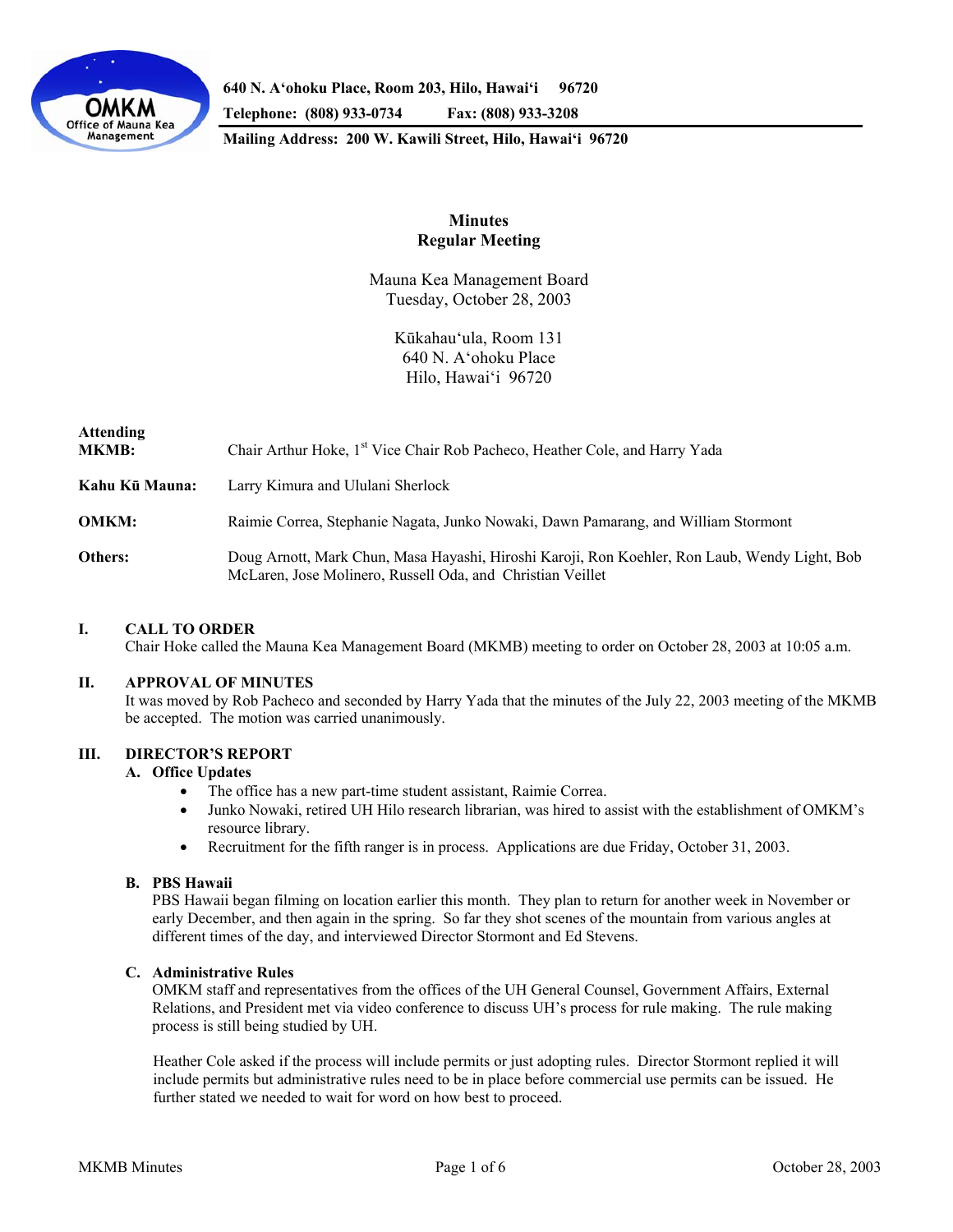640 N. Aʻohoku Place, Room 203, Hilo, Hawaiʻi 96720
Telephone: (808) 933-0734 Fax: (808) 933-3208
Mailing Address: 200 W. Kawili Street, Hilo, Hawaiʻi 96720

# Minutes
# Regular Meeting

Mauna Kea Management Board
Tuesday, October 28, 2003

Kūkahauʻula, Room 131
640 N. Aʻohoku Place
Hilo, Hawaiʻi 96720

**Attending**

**MKMB:** Chair Arthur Hoke, 1st Vice Chair Rob Pacheco, Heather Cole, and Harry Yada

**Kahu Kū Mauna:** Larry Kimura and Ululani Sherlock

**OMKM:** Raimie Correa, Stephanie Nagata, Junko Nowaki, Dawn Pamarang, and William Stormont

**Others:** Doug Arnott, Mark Chun, Masa Hayashi, Hiroshi Karoji, Ron Koehler, Ron Laub, Wendy Light, Bob McLaren, Jose Molinero, Russell Oda, and Christian Veillet

## I. CALL TO ORDER

Chair Hoke called the Mauna Kea Management Board (MKMB) meeting to order on October 28, 2003 at 10:05 a.m.

## II. APPROVAL OF MINUTES

It was moved by Rob Pacheco and seconded by Harry Yada that the minutes of the July 22, 2003 meeting of the MKMB be accepted. The motion was carried unanimously.

## III. DIRECTOR'S REPORT

### A. Office Updates

- The office has a new part-time student assistant, Raimie Correa.
- Junko Nowaki, retired UH Hilo research librarian, was hired to assist with the establishment of OMKM's resource library.
- Recruitment for the fifth ranger is in process. Applications are due Friday, October 31, 2003.

### B. PBS Hawaii

PBS Hawaii began filming on location earlier this month. They plan to return for another week in November or early December, and then again in the spring. So far they shot scenes of the mountain from various angles at different times of the day, and interviewed Director Stormont and Ed Stevens.

### C. Administrative Rules

OMKM staff and representatives from the offices of the UH General Counsel, Government Affairs, External Relations, and President met via video conference to discuss UH's process for rule making. The rule making process is still being studied by UH.

Heather Cole asked if the process will include permits or just adopting rules. Director Stormont replied it will include permits but administrative rules need to be in place before commercial use permits can be issued. He further stated we needed to wait for word on how best to proceed.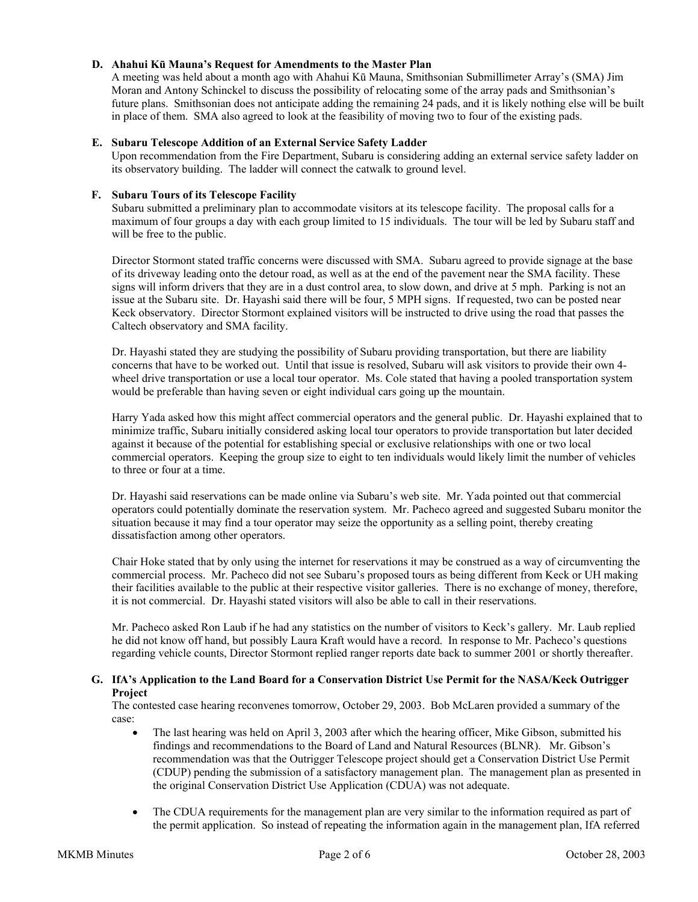### D. Ahahui Kū Mauna's Request for Amendments to the Master Plan

A meeting was held about a month ago with Ahahui Kū Mauna, Smithsonian Submillimeter Array's (SMA) Jim Moran and Antony Schinckel to discuss the possibility of relocating some of the array pads and Smithsonian's future plans. Smithsonian does not anticipate adding the remaining 24 pads, and it is likely nothing else will be built in place of them. SMA also agreed to look at the feasibility of moving two to four of the existing pads.

### E. Subaru Telescope Addition of an External Service Safety Ladder

Upon recommendation from the Fire Department, Subaru is considering adding an external service safety ladder on its observatory building. The ladder will connect the catwalk to ground level.

### F. Subaru Tours of its Telescope Facility

Subaru submitted a preliminary plan to accommodate visitors at its telescope facility. The proposal calls for a maximum of four groups a day with each group limited to 15 individuals. The tour will be led by Subaru staff and will be free to the public.

Director Stormont stated traffic concerns were discussed with SMA. Subaru agreed to provide signage at the base of its driveway leading onto the detour road, as well as at the end of the pavement near the SMA facility. These signs will inform drivers that they are in a dust control area, to slow down, and drive at 5 mph. Parking is not an issue at the Subaru site. Dr. Hayashi said there will be four, 5 MPH signs. If requested, two can be posted near Keck observatory. Director Stormont explained visitors will be instructed to drive using the road that passes the Caltech observatory and SMA facility.

Dr. Hayashi stated they are studying the possibility of Subaru providing transportation, but there are liability concerns that have to be worked out. Until that issue is resolved, Subaru will ask visitors to provide their own 4-wheel drive transportation or use a local tour operator. Ms. Cole stated that having a pooled transportation system would be preferable than having seven or eight individual cars going up the mountain.

Harry Yada asked how this might affect commercial operators and the general public. Dr. Hayashi explained that to minimize traffic, Subaru initially considered asking local tour operators to provide transportation but later decided against it because of the potential for establishing special or exclusive relationships with one or two local commercial operators. Keeping the group size to eight to ten individuals would likely limit the number of vehicles to three or four at a time.

Dr. Hayashi said reservations can be made online via Subaru's web site. Mr. Yada pointed out that commercial operators could potentially dominate the reservation system. Mr. Pacheco agreed and suggested Subaru monitor the situation because it may find a tour operator may seize the opportunity as a selling point, thereby creating dissatisfaction among other operators.

Chair Hoke stated that by only using the internet for reservations it may be construed as a way of circumventing the commercial process. Mr. Pacheco did not see Subaru's proposed tours as being different from Keck or UH making their facilities available to the public at their respective visitor galleries. There is no exchange of money, therefore, it is not commercial. Dr. Hayashi stated visitors will also be able to call in their reservations.

Mr. Pacheco asked Ron Laub if he had any statistics on the number of visitors to Keck's gallery. Mr. Laub replied he did not know off hand, but possibly Laura Kraft would have a record. In response to Mr. Pacheco's questions regarding vehicle counts, Director Stormont replied ranger reports date back to summer 2001 or shortly thereafter.

### G. IfA's Application to the Land Board for a Conservation District Use Permit for the NASA/Keck Outrigger Project

The contested case hearing reconvenes tomorrow, October 29, 2003. Bob McLaren provided a summary of the case:

- The last hearing was held on April 3, 2003 after which the hearing officer, Mike Gibson, submitted his findings and recommendations to the Board of Land and Natural Resources (BLNR). Mr. Gibson's recommendation was that the Outrigger Telescope project should get a Conservation District Use Permit (CDUP) pending the submission of a satisfactory management plan. The management plan as presented in the original Conservation District Use Application (CDUA) was not adequate.

- The CDUA requirements for the management plan are very similar to the information required as part of the permit application. So instead of repeating the information again in the management plan, IfA referred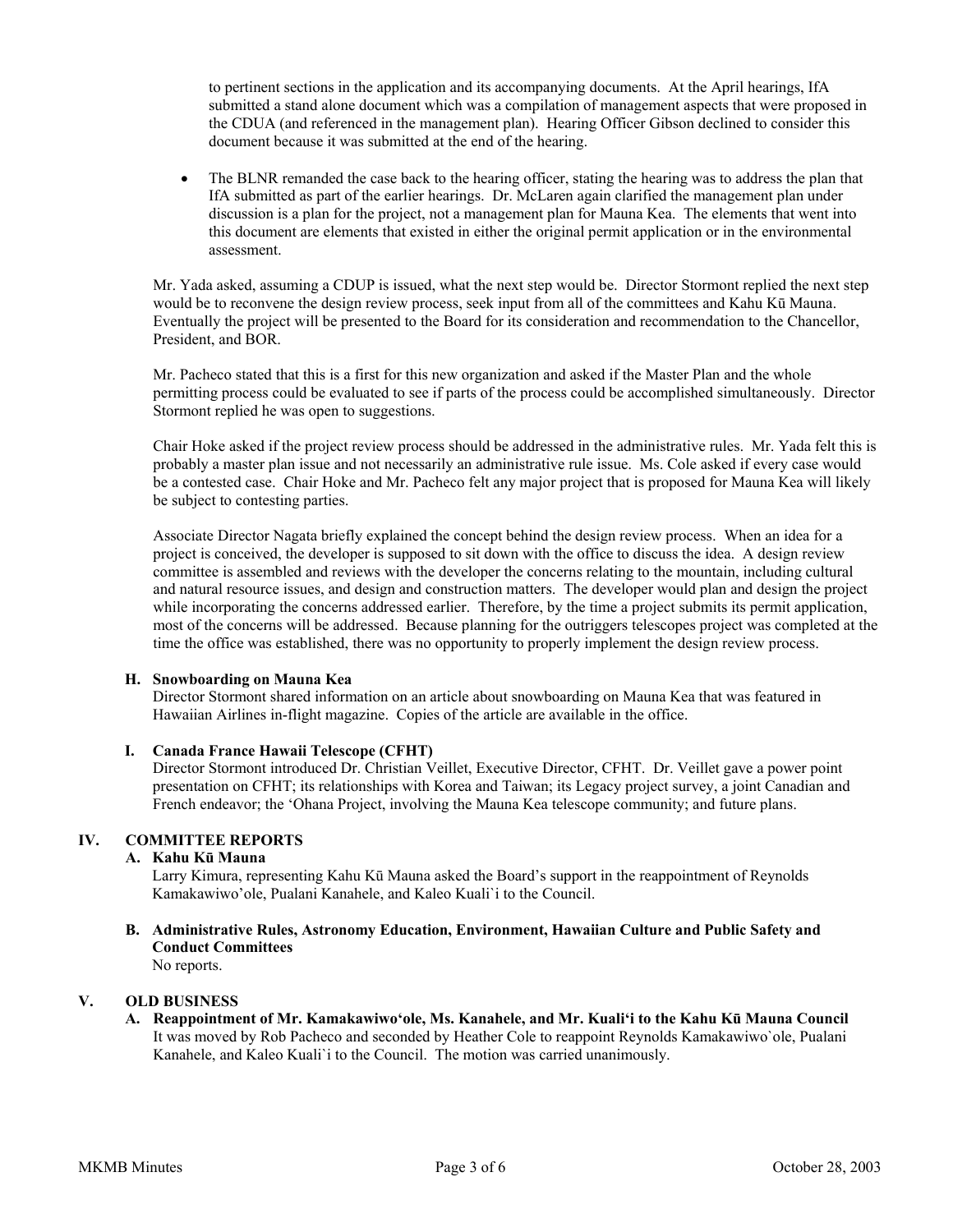to pertinent sections in the application and its accompanying documents. At the April hearings, IfA submitted a stand alone document which was a compilation of management aspects that were proposed in the CDUA (and referenced in the management plan). Hearing Officer Gibson declined to consider this document because it was submitted at the end of the hearing.

- The BLNR remanded the case back to the hearing officer, stating the hearing was to address the plan that IfA submitted as part of the earlier hearings. Dr. McLaren again clarified the management plan under discussion is a plan for the project, not a management plan for Mauna Kea. The elements that went into this document are elements that existed in either the original permit application or in the environmental assessment.

Mr. Yada asked, assuming a CDUP is issued, what the next step would be. Director Stormont replied the next step would be to reconvene the design review process, seek input from all of the committees and Kahu Kū Mauna. Eventually the project will be presented to the Board for its consideration and recommendation to the Chancellor, President, and BOR.

Mr. Pacheco stated that this is a first for this new organization and asked if the Master Plan and the whole permitting process could be evaluated to see if parts of the process could be accomplished simultaneously. Director Stormont replied he was open to suggestions.

Chair Hoke asked if the project review process should be addressed in the administrative rules. Mr. Yada felt this is probably a master plan issue and not necessarily an administrative rule issue. Ms. Cole asked if every case would be a contested case. Chair Hoke and Mr. Pacheco felt any major project that is proposed for Mauna Kea will likely be subject to contesting parties.

Associate Director Nagata briefly explained the concept behind the design review process. When an idea for a project is conceived, the developer is supposed to sit down with the office to discuss the idea. A design review committee is assembled and reviews with the developer the concerns relating to the mountain, including cultural and natural resource issues, and design and construction matters. The developer would plan and design the project while incorporating the concerns addressed earlier. Therefore, by the time a project submits its permit application, most of the concerns will be addressed. Because planning for the outriggers telescopes project was completed at the time the office was established, there was no opportunity to properly implement the design review process.

**H. Snowboarding on Mauna Kea**

Director Stormont shared information on an article about snowboarding on Mauna Kea that was featured in Hawaiian Airlines in-flight magazine. Copies of the article are available in the office.

**I. Canada France Hawaii Telescope (CFHT)**

Director Stormont introduced Dr. Christian Veillet, Executive Director, CFHT. Dr. Veillet gave a power point presentation on CFHT; its relationships with Korea and Taiwan; its Legacy project survey, a joint Canadian and French endeavor; the 'Ohana Project, involving the Mauna Kea telescope community; and future plans.

## IV. COMMITTEE REPORTS

**A. Kahu Kū Mauna**

Larry Kimura, representing Kahu Kū Mauna asked the Board's support in the reappointment of Reynolds Kamakawiwo'ole, Pualani Kanahele, and Kaleo Kuali`i to the Council.

**B. Administrative Rules, Astronomy Education, Environment, Hawaiian Culture and Public Safety and Conduct Committees**

No reports.

## V. OLD BUSINESS

**A. Reappointment of Mr. Kamakawiwo'ole, Ms. Kanahele, and Mr. Kuali'i to the Kahu Kū Mauna Council**

It was moved by Rob Pacheco and seconded by Heather Cole to reappoint Reynolds Kamakawiwo`ole, Pualani Kanahele, and Kaleo Kuali`i to the Council. The motion was carried unanimously.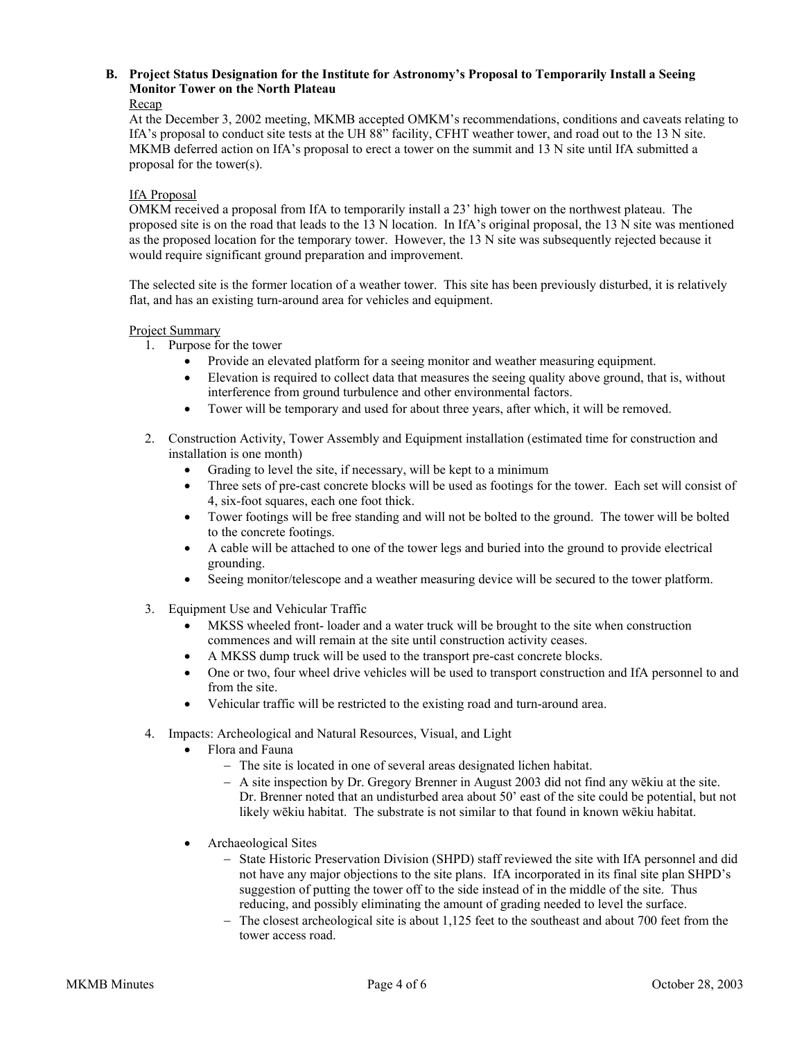**B. Project Status Designation for the Institute for Astronomy's Proposal to Temporarily Install a Seeing Monitor Tower on the North Plateau**

Recap

At the December 3, 2002 meeting, MKMB accepted OMKM's recommendations, conditions and caveats relating to IfA's proposal to conduct site tests at the UH 88" facility, CFHT weather tower, and road out to the 13 N site. MKMB deferred action on IfA's proposal to erect a tower on the summit and 13 N site until IfA submitted a proposal for the tower(s).

IfA Proposal

OMKM received a proposal from IfA to temporarily install a 23' high tower on the northwest plateau. The proposed site is on the road that leads to the 13 N location. In IfA's original proposal, the 13 N site was mentioned as the proposed location for the temporary tower. However, the 13 N site was subsequently rejected because it would require significant ground preparation and improvement.

The selected site is the former location of a weather tower. This site has been previously disturbed, it is relatively flat, and has an existing turn-around area for vehicles and equipment.

Project Summary

1. Purpose for the tower
   - Provide an elevated platform for a seeing monitor and weather measuring equipment.
   - Elevation is required to collect data that measures the seeing quality above ground, that is, without interference from ground turbulence and other environmental factors.
   - Tower will be temporary and used for about three years, after which, it will be removed.

2. Construction Activity, Tower Assembly and Equipment installation (estimated time for construction and installation is one month)
   - Grading to level the site, if necessary, will be kept to a minimum
   - Three sets of pre-cast concrete blocks will be used as footings for the tower. Each set will consist of 4, six-foot squares, each one foot thick.
   - Tower footings will be free standing and will not be bolted to the ground. The tower will be bolted to the concrete footings.
   - A cable will be attached to one of the tower legs and buried into the ground to provide electrical grounding.
   - Seeing monitor/telescope and a weather measuring device will be secured to the tower platform.

3. Equipment Use and Vehicular Traffic
   - MKSS wheeled front- loader and a water truck will be brought to the site when construction commences and will remain at the site until construction activity ceases.
   - A MKSS dump truck will be used to the transport pre-cast concrete blocks.
   - One or two, four wheel drive vehicles will be used to transport construction and IfA personnel to and from the site.
   - Vehicular traffic will be restricted to the existing road and turn-around area.

4. Impacts: Archeological and Natural Resources, Visual, and Light
   - Flora and Fauna
     - The site is located in one of several areas designated lichen habitat.
     - A site inspection by Dr. Gregory Brenner in August 2003 did not find any wēkiu at the site. Dr. Brenner noted that an undisturbed area about 50' east of the site could be potential, but not likely wēkiu habitat. The substrate is not similar to that found in known wēkiu habitat.
   - Archaeological Sites
     - State Historic Preservation Division (SHPD) staff reviewed the site with IfA personnel and did not have any major objections to the site plans. IfA incorporated in its final site plan SHPD's suggestion of putting the tower off to the side instead of in the middle of the site. Thus reducing, and possibly eliminating the amount of grading needed to level the surface.
     - The closest archeological site is about 1,125 feet to the southeast and about 700 feet from the tower access road.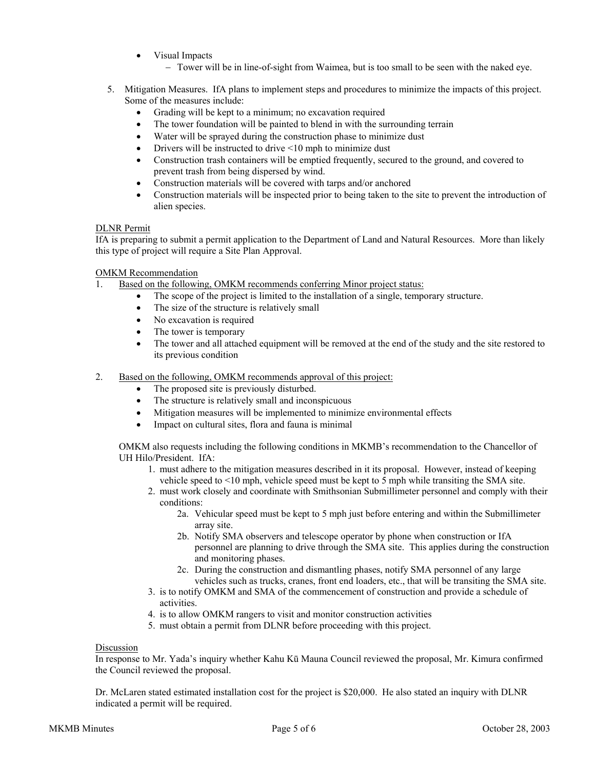- Visual Impacts
  - Tower will be in line-of-sight from Waimea, but is too small to be seen with the naked eye.

5. Mitigation Measures. IfA plans to implement steps and procedures to minimize the impacts of this project. Some of the measures include:
   - Grading will be kept to a minimum; no excavation required
   - The tower foundation will be painted to blend in with the surrounding terrain
   - Water will be sprayed during the construction phase to minimize dust
   - Drivers will be instructed to drive <10 mph to minimize dust
   - Construction trash containers will be emptied frequently, secured to the ground, and covered to prevent trash from being dispersed by wind.
   - Construction materials will be covered with tarps and/or anchored
   - Construction materials will be inspected prior to being taken to the site to prevent the introduction of alien species.

<u>DLNR Permit</u>

IfA is preparing to submit a permit application to the Department of Land and Natural Resources. More than likely this type of project will require a Site Plan Approval.

<u>OMKM Recommendation</u>

1. <u>Based on the following, OMKM recommends conferring Minor project status:</u>
   - The scope of the project is limited to the installation of a single, temporary structure.
   - The size of the structure is relatively small
   - No excavation is required
   - The tower is temporary
   - The tower and all attached equipment will be removed at the end of the study and the site restored to its previous condition

2. <u>Based on the following, OMKM recommends approval of this project:</u>
   - The proposed site is previously disturbed.
   - The structure is relatively small and inconspicuous
   - Mitigation measures will be implemented to minimize environmental effects
   - Impact on cultural sites, flora and fauna is minimal

   OMKM also requests including the following conditions in MKMB's recommendation to the Chancellor of UH Hilo/President. IfA:

   1. must adhere to the mitigation measures described in it its proposal. However, instead of keeping vehicle speed to <10 mph, vehicle speed must be kept to 5 mph while transiting the SMA site.
   2. must work closely and coordinate with Smithsonian Submillimeter personnel and comply with their conditions:
      - 2a. Vehicular speed must be kept to 5 mph just before entering and within the Submillimeter array site.
      - 2b. Notify SMA observers and telescope operator by phone when construction or IfA personnel are planning to drive through the SMA site. This applies during the construction and monitoring phases.
      - 2c. During the construction and dismantling phases, notify SMA personnel of any large vehicles such as trucks, cranes, front end loaders, etc., that will be transiting the SMA site.
   3. is to notify OMKM and SMA of the commencement of construction and provide a schedule of activities.
   4. is to allow OMKM rangers to visit and monitor construction activities
   5. must obtain a permit from DLNR before proceeding with this project.

<u>Discussion</u>

In response to Mr. Yada's inquiry whether Kahu Kū Mauna Council reviewed the proposal, Mr. Kimura confirmed the Council reviewed the proposal.

Dr. McLaren stated estimated installation cost for the project is $20,000. He also stated an inquiry with DLNR indicated a permit will be required.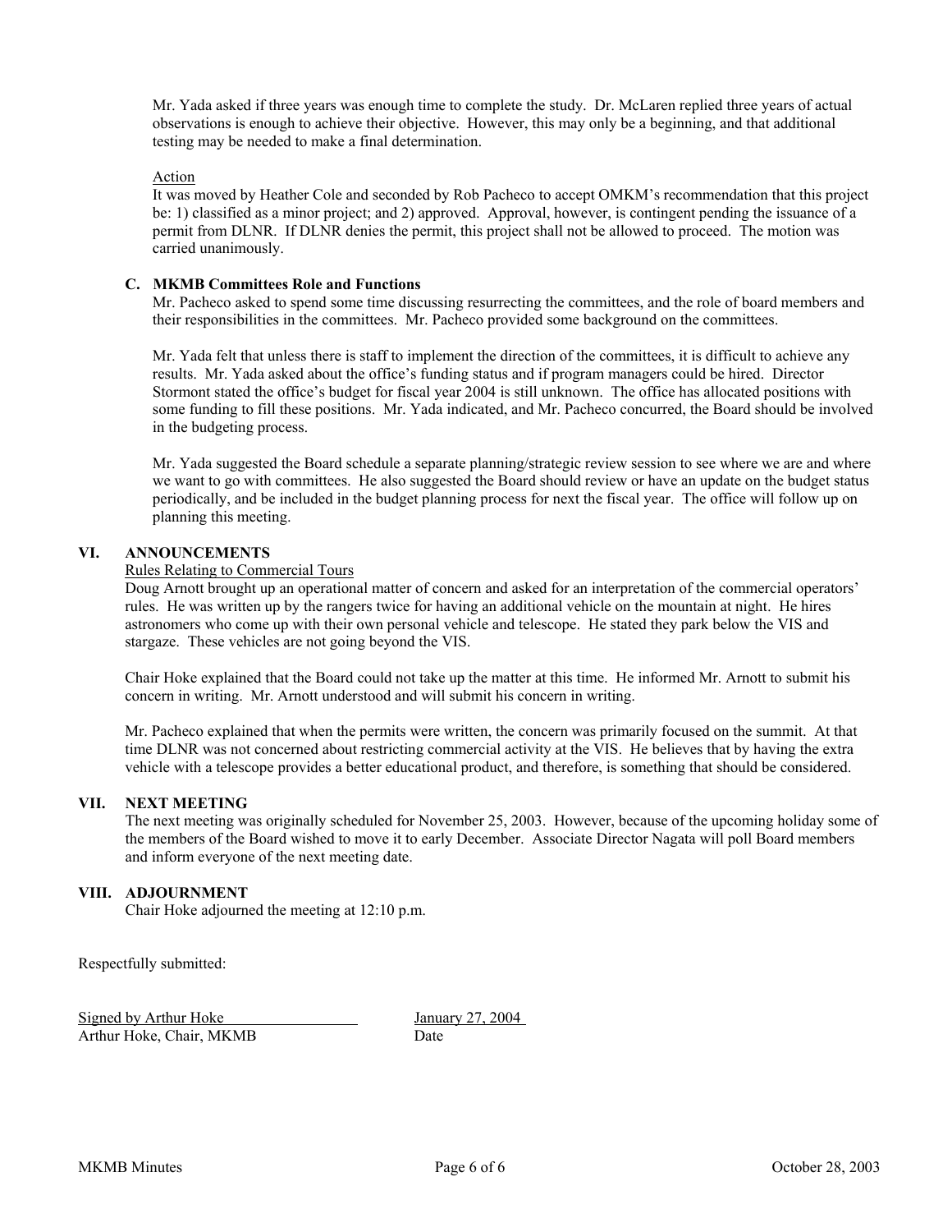Mr. Yada asked if three years was enough time to complete the study. Dr. McLaren replied three years of actual observations is enough to achieve their objective. However, this may only be a beginning, and that additional testing may be needed to make a final determination.

Action

It was moved by Heather Cole and seconded by Rob Pacheco to accept OMKM's recommendation that this project be: 1) classified as a minor project; and 2) approved. Approval, however, is contingent pending the issuance of a permit from DLNR. If DLNR denies the permit, this project shall not be allowed to proceed. The motion was carried unanimously.

### C. MKMB Committees Role and Functions

Mr. Pacheco asked to spend some time discussing resurrecting the committees, and the role of board members and their responsibilities in the committees. Mr. Pacheco provided some background on the committees.

Mr. Yada felt that unless there is staff to implement the direction of the committees, it is difficult to achieve any results. Mr. Yada asked about the office's funding status and if program managers could be hired. Director Stormont stated the office's budget for fiscal year 2004 is still unknown. The office has allocated positions with some funding to fill these positions. Mr. Yada indicated, and Mr. Pacheco concurred, the Board should be involved in the budgeting process.

Mr. Yada suggested the Board schedule a separate planning/strategic review session to see where we are and where we want to go with committees. He also suggested the Board should review or have an update on the budget status periodically, and be included in the budget planning process for next the fiscal year. The office will follow up on planning this meeting.

## VI. ANNOUNCEMENTS

Rules Relating to Commercial Tours

Doug Arnott brought up an operational matter of concern and asked for an interpretation of the commercial operators' rules. He was written up by the rangers twice for having an additional vehicle on the mountain at night. He hires astronomers who come up with their own personal vehicle and telescope. He stated they park below the VIS and stargaze. These vehicles are not going beyond the VIS.

Chair Hoke explained that the Board could not take up the matter at this time. He informed Mr. Arnott to submit his concern in writing. Mr. Arnott understood and will submit his concern in writing.

Mr. Pacheco explained that when the permits were written, the concern was primarily focused on the summit. At that time DLNR was not concerned about restricting commercial activity at the VIS. He believes that by having the extra vehicle with a telescope provides a better educational product, and therefore, is something that should be considered.

## VII. NEXT MEETING

The next meeting was originally scheduled for November 25, 2003. However, because of the upcoming holiday some of the members of the Board wished to move it to early December. Associate Director Nagata will poll Board members and inform everyone of the next meeting date.

## VIII. ADJOURNMENT

Chair Hoke adjourned the meeting at 12:10 p.m.

Respectfully submitted:

Signed by Arthur Hoke — January 27, 2004

Arthur Hoke, Chair, MKMB — Date